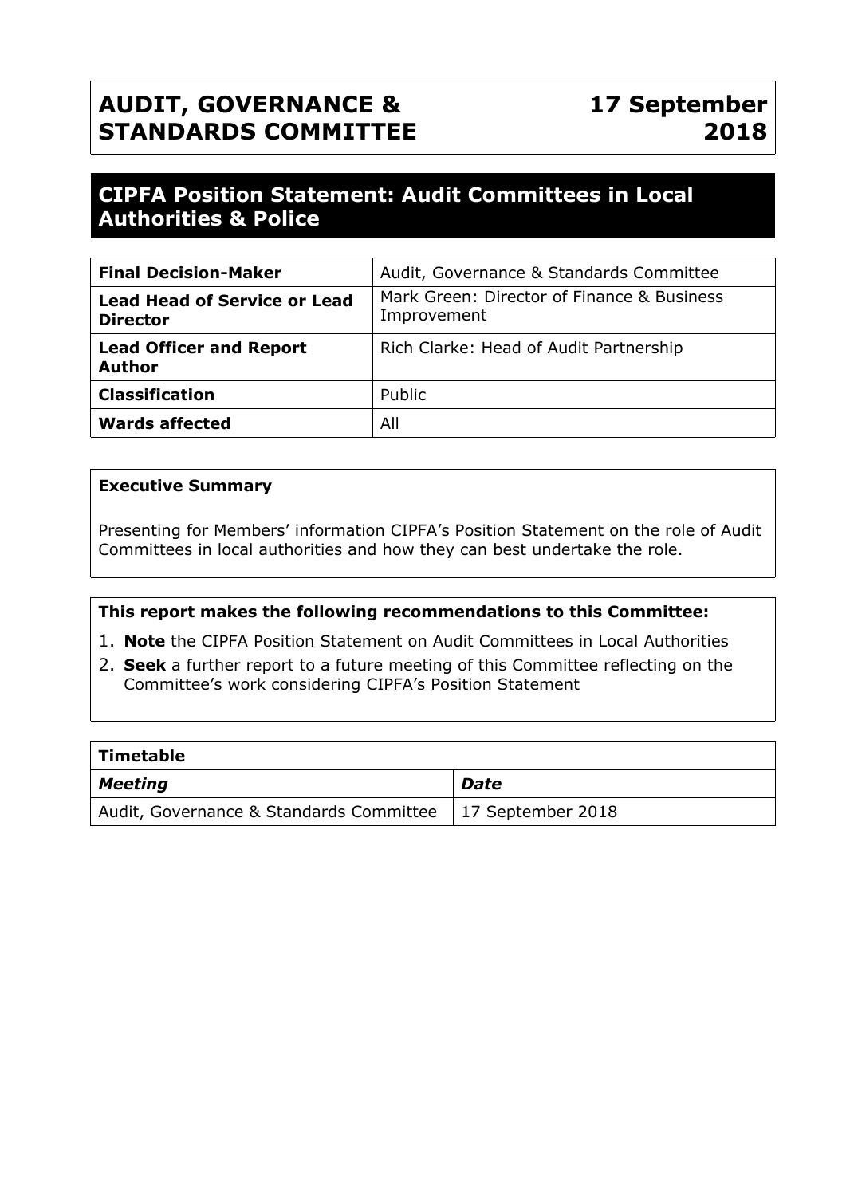# AUDIT, GOVERNANCE & STANDARDS COMMITTEE — 17 September 2018

## CIPFA Position Statement: Audit Committees in Local Authorities & Police

| | |
|---|---|
| **Final Decision-Maker** | Audit, Governance & Standards Committee |
| **Lead Head of Service or Lead Director** | Mark Green: Director of Finance & Business Improvement |
| **Lead Officer and Report Author** | Rich Clarke: Head of Audit Partnership |
| **Classification** | Public |
| **Wards affected** | All |

**Executive Summary**

Presenting for Members' information CIPFA's Position Statement on the role of Audit Committees in local authorities and how they can best undertake the role.

**This report makes the following recommendations to this Committee:**

1. **Note** the CIPFA Position Statement on Audit Committees in Local Authorities
2. **Seek** a further report to a future meeting of this Committee reflecting on the Committee's work considering CIPFA's Position Statement

| **Timetable** | |
|---|---|
| ***Meeting*** | ***Date*** |
| Audit, Governance & Standards Committee | 17 September 2018 |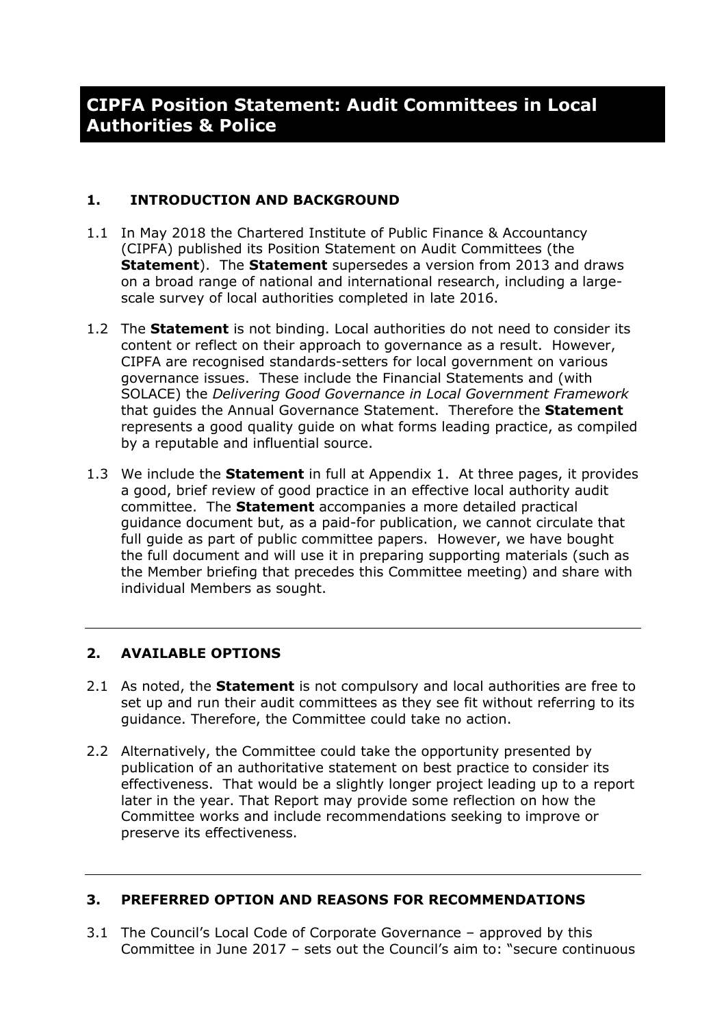# CIPFA Position Statement: Audit Committees in Local Authorities & Police

## 1. INTRODUCTION AND BACKGROUND

1.1 In May 2018 the Chartered Institute of Public Finance & Accountancy (CIPFA) published its Position Statement on Audit Committees (the **Statement**). The **Statement** supersedes a version from 2013 and draws on a broad range of national and international research, including a large-scale survey of local authorities completed in late 2016.

1.2 The **Statement** is not binding. Local authorities do not need to consider its content or reflect on their approach to governance as a result. However, CIPFA are recognised standards-setters for local government on various governance issues. These include the Financial Statements and (with SOLACE) the *Delivering Good Governance in Local Government Framework* that guides the Annual Governance Statement. Therefore the **Statement** represents a good quality guide on what forms leading practice, as compiled by a reputable and influential source.

1.3 We include the **Statement** in full at Appendix 1. At three pages, it provides a good, brief review of good practice in an effective local authority audit committee. The **Statement** accompanies a more detailed practical guidance document but, as a paid-for publication, we cannot circulate that full guide as part of public committee papers. However, we have bought the full document and will use it in preparing supporting materials (such as the Member briefing that precedes this Committee meeting) and share with individual Members as sought.

## 2. AVAILABLE OPTIONS

2.1 As noted, the **Statement** is not compulsory and local authorities are free to set up and run their audit committees as they see fit without referring to its guidance. Therefore, the Committee could take no action.

2.2 Alternatively, the Committee could take the opportunity presented by publication of an authoritative statement on best practice to consider its effectiveness. That would be a slightly longer project leading up to a report later in the year. That Report may provide some reflection on how the Committee works and include recommendations seeking to improve or preserve its effectiveness.

## 3. PREFERRED OPTION AND REASONS FOR RECOMMENDATIONS

3.1 The Council's Local Code of Corporate Governance – approved by this Committee in June 2017 – sets out the Council's aim to: "secure continuous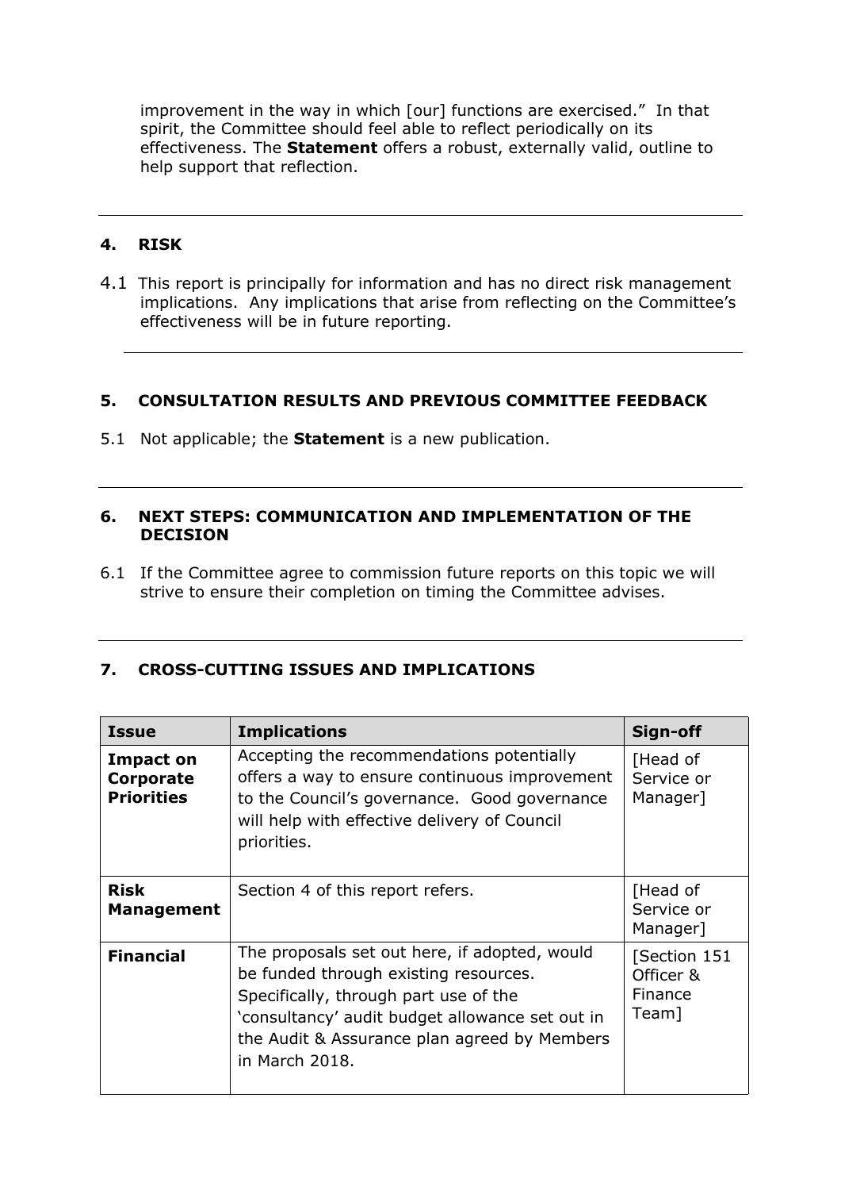improvement in the way in which [our] functions are exercised." In that spirit, the Committee should feel able to reflect periodically on its effectiveness. The **Statement** offers a robust, externally valid, outline to help support that reflection.

## 4. RISK

4.1 This report is principally for information and has no direct risk management implications. Any implications that arise from reflecting on the Committee's effectiveness will be in future reporting.

## 5. CONSULTATION RESULTS AND PREVIOUS COMMITTEE FEEDBACK

5.1 Not applicable; the **Statement** is a new publication.

## 6. NEXT STEPS: COMMUNICATION AND IMPLEMENTATION OF THE DECISION

6.1 If the Committee agree to commission future reports on this topic we will strive to ensure their completion on timing the Committee advises.

## 7. CROSS-CUTTING ISSUES AND IMPLICATIONS

| Issue | Implications | Sign-off |
|---|---|---|
| **Impact on Corporate Priorities** | Accepting the recommendations potentially offers a way to ensure continuous improvement to the Council's governance. Good governance will help with effective delivery of Council priorities. | [Head of Service or Manager] |
| **Risk Management** | Section 4 of this report refers. | [Head of Service or Manager] |
| **Financial** | The proposals set out here, if adopted, would be funded through existing resources. Specifically, through part use of the 'consultancy' audit budget allowance set out in the Audit & Assurance plan agreed by Members in March 2018. | [Section 151 Officer & Finance Team] |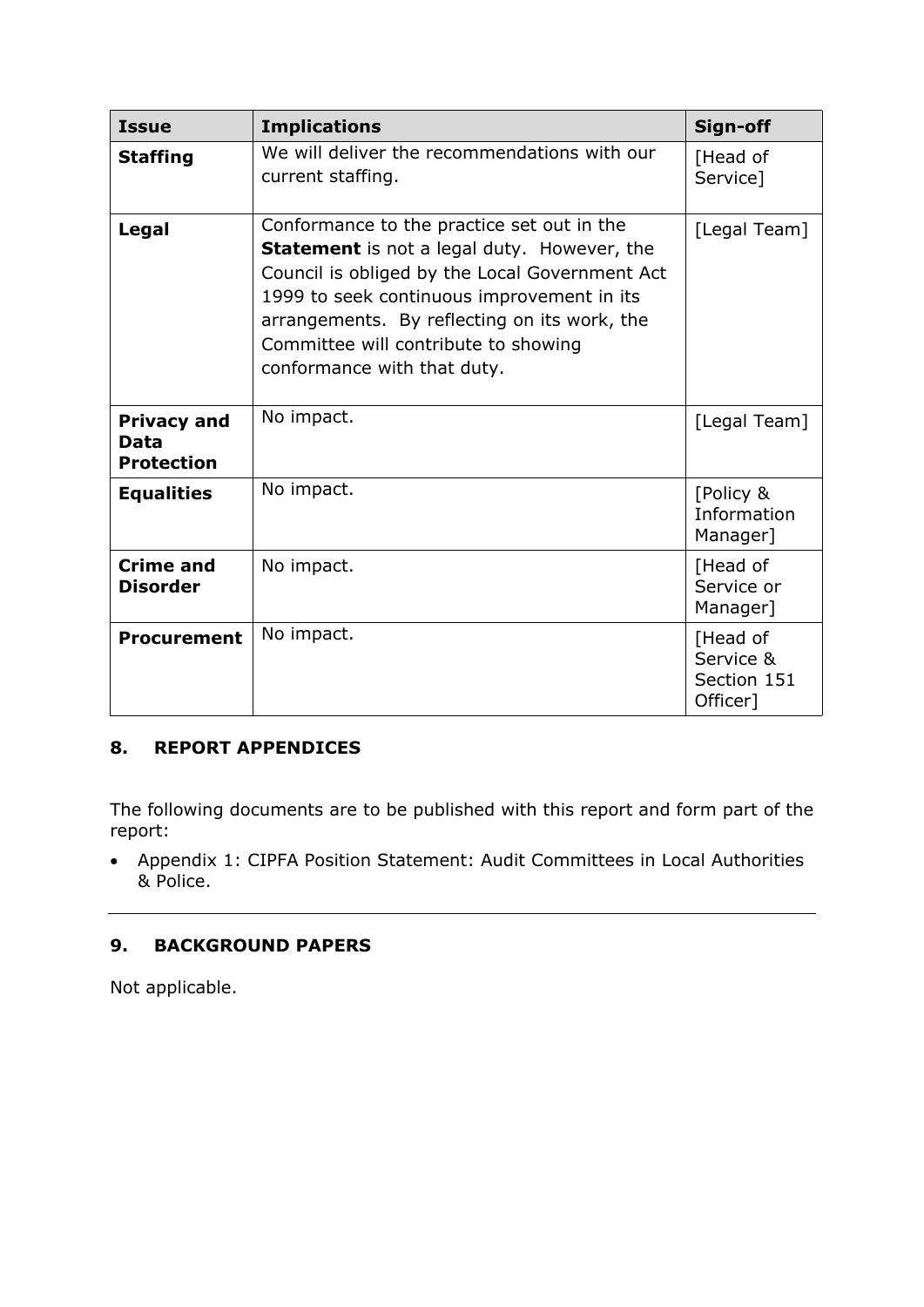| Issue | Implications | Sign-off |
| --- | --- | --- |
| **Staffing** | We will deliver the recommendations with our current staffing. | [Head of Service] |
| **Legal** | Conformance to the practice set out in the **Statement** is not a legal duty. However, the Council is obliged by the Local Government Act 1999 to seek continuous improvement in its arrangements. By reflecting on its work, the Committee will contribute to showing conformance with that duty. | [Legal Team] |
| **Privacy and Data Protection** | No impact. | [Legal Team] |
| **Equalities** | No impact. | [Policy & Information Manager] |
| **Crime and Disorder** | No impact. | [Head of Service or Manager] |
| **Procurement** | No impact. | [Head of Service & Section 151 Officer] |

## 8. REPORT APPENDICES

The following documents are to be published with this report and form part of the report:

- Appendix 1: CIPFA Position Statement: Audit Committees in Local Authorities & Police.

---

## 9. BACKGROUND PAPERS

Not applicable.